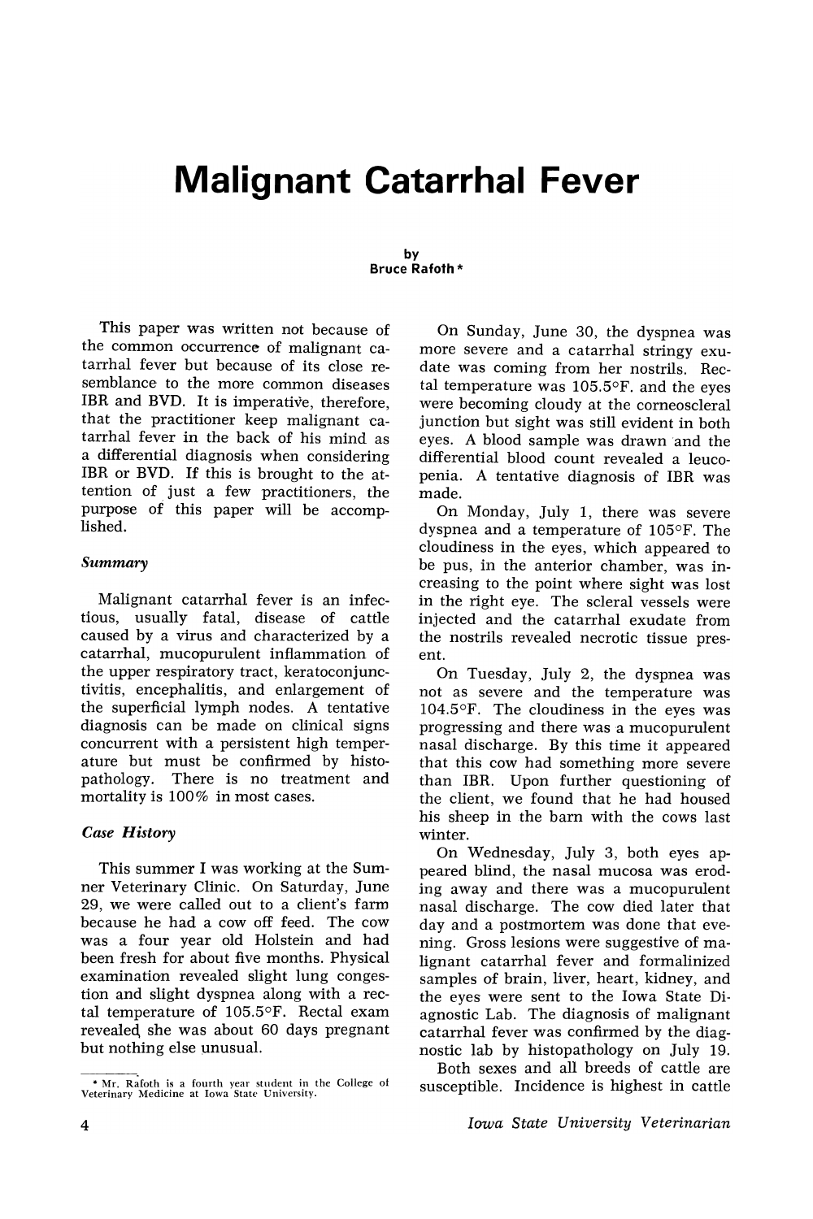# Malignant Catarrhal Fever

by
Bruce Rafoth*

This paper was written not because of the common occurrence of malignant catarrhal fever but because of its close resemblance to the more common diseases IBR and BVD. It is imperative, therefore, that the practitioner keep malignant catarrhal fever in the back of his mind as a differential diagnosis when considering IBR or BVD. If this is brought to the attention of just a few practitioners, the purpose of this paper will be accomplished.

### *Summary*

Malignant catarrhal fever is an infectious, usually fatal, disease of cattle caused by a virus and characterized by a catarrhal, mucopurulent inflammation of the upper respiratory tract, keratoconjunctivitis, encephalitis, and enlargement of the superficial lymph nodes. A tentative diagnosis can be made on clinical signs concurrent with a persistent high temperature but must be confirmed by histopathology. There is no treatment and mortality is 100% in most cases.

### *Case History*

This summer I was working at the Sumner Veterinary Clinic. On Saturday, June 29, we were called out to a client's farm because he had a cow off feed. The cow was a four year old Holstein and had been fresh for about five months. Physical examination revealed slight lung congestion and slight dyspnea along with a rectal temperature of 105.5°F. Rectal exam revealed she was about 60 days pregnant but nothing else unusual.

On Sunday, June 30, the dyspnea was more severe and a catarrhal stringy exudate was coming from her nostrils. Rectal temperature was 105.5°F. and the eyes were becoming cloudy at the corneoscleral junction but sight was still evident in both eyes. A blood sample was drawn and the differential blood count revealed a leucopenia. A tentative diagnosis of IBR was made.

On Monday, July 1, there was severe dyspnea and a temperature of 105°F. The cloudiness in the eyes, which appeared to be pus, in the anterior chamber, was increasing to the point where sight was lost in the right eye. The scleral vessels were injected and the catarrhal exudate from the nostrils revealed necrotic tissue present.

On Tuesday, July 2, the dyspnea was not as severe and the temperature was 104.5°F. The cloudiness in the eyes was progressing and there was a mucopurulent nasal discharge. By this time it appeared that this cow had something more severe than IBR. Upon further questioning of the client, we found that he had housed his sheep in the barn with the cows last winter.

On Wednesday, July 3, both eyes appeared blind, the nasal mucosa was eroding away and there was a mucopurulent nasal discharge. The cow died later that day and a postmortem was done that evening. Gross lesions were suggestive of malignant catarrhal fever and formalinized samples of brain, liver, heart, kidney, and the eyes were sent to the Iowa State Diagnostic Lab. The diagnosis of malignant catarrhal fever was confirmed by the diagnostic lab by histopathology on July 19.

Both sexes and all breeds of cattle are susceptible. Incidence is highest in cattle

---

* Mr. Rafoth is a fourth year student in the College of Veterinary Medicine at Iowa State University.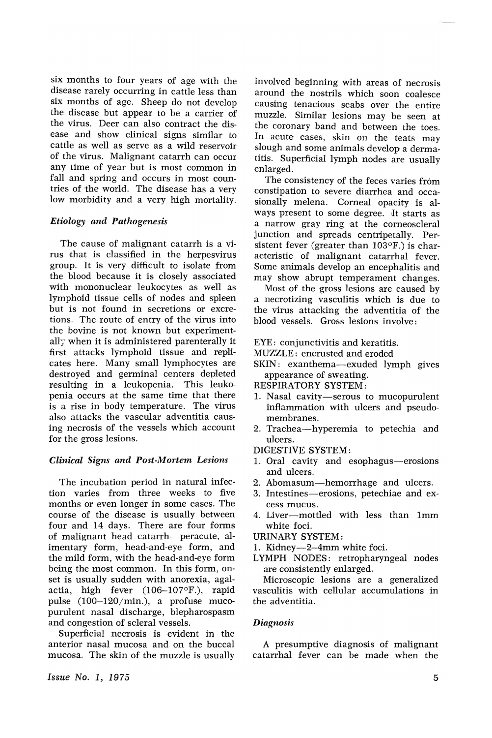six months to four years of age with the disease rarely occurring in cattle less than six months of age. Sheep do not develop the disease but appear to be a carrier of the virus. Deer can also contract the disease and show clinical signs similar to cattle as well as serve as a wild reservoir of the virus. Malignant catarrh can occur any time of year but is most common in fall and spring and occurs in most countries of the world. The disease has a very low morbidity and a very high mortality.

### *Etiology and Pathogenesis*

The cause of malignant catarrh is a virus that is classified in the herpesvirus group. It is very difficult to isolate from the blood because it is closely associated with mononuclear leukocytes as well as lymphoid tissue cells of nodes and spleen but is not found in secretions or excretions. The route of entry of the virus into the bovine is not known but experimentally when it is administered parenterally it first attacks lymphoid tissue and replicates here. Many small lymphocytes are destroyed and germinal centers depleted resulting in a leukopenia. This leukopenia occurs at the same time that there is a rise in body temperature. The virus also attacks the vascular adventitia causing necrosis of the vessels which account for the gross lesions.

### *Clinical Signs and Post-Mortem Lesions*

The incubation period in natural infection varies from three weeks to five months or even longer in some cases. The course of the disease is usually between four and 14 days. There are four forms of malignant head catarrh—peracute, alimentary form, head-and-eye form, and the mild form, with the head-and-eye form being the most common. In this form, onset is usually sudden with anorexia, agalactia, high fever (106–107°F.), rapid pulse (100–120/min.), a profuse mucopurulent nasal discharge, blepharospasm and congestion of scleral vessels.

Superficial necrosis is evident in the anterior nasal mucosa and on the buccal mucosa. The skin of the muzzle is usually involved beginning with areas of necrosis around the nostrils which soon coalesce causing tenacious scabs over the entire muzzle. Similar lesions may be seen at the coronary band and between the toes. In acute cases, skin on the teats may slough and some animals develop a dermatitis. Superficial lymph nodes are usually enlarged.

The consistency of the feces varies from constipation to severe diarrhea and occasionally melena. Corneal opacity is always present to some degree. It starts as a narrow gray ring at the corneoscleral junction and spreads centripetally. Persistent fever (greater than 103°F.) is characteristic of malignant catarrhal fever. Some animals develop an encephalitis and may show abrupt temperament changes.

Most of the gross lesions are caused by a necrotizing vasculitis which is due to the virus attacking the adventitia of the blood vessels. Gross lesions involve:

EYE: conjunctivitis and keratitis.

MUZZLE: encrusted and eroded

SKIN: exanthema—exuded lymph gives appearance of sweating.

RESPIRATORY SYSTEM:

1. Nasal cavity—serous to mucopurulent inflammation with ulcers and pseudomembranes.
2. Trachea—hyperemia to petechia and ulcers.

DIGESTIVE SYSTEM:

1. Oral cavity and esophagus—erosions and ulcers.
2. Abomasum—hemorrhage and ulcers.
3. Intestines—erosions, petechiae and excess mucus.
4. Liver—mottled with less than 1mm white foci.

URINARY SYSTEM:

1. Kidney—2–4mm white foci.

LYMPH NODES: retropharyngeal nodes are consistently enlarged.

Microscopic lesions are a generalized vasculitis with cellular accumulations in the adventitia.

### *Diagnosis*

A presumptive diagnosis of malignant catarrhal fever can be made when the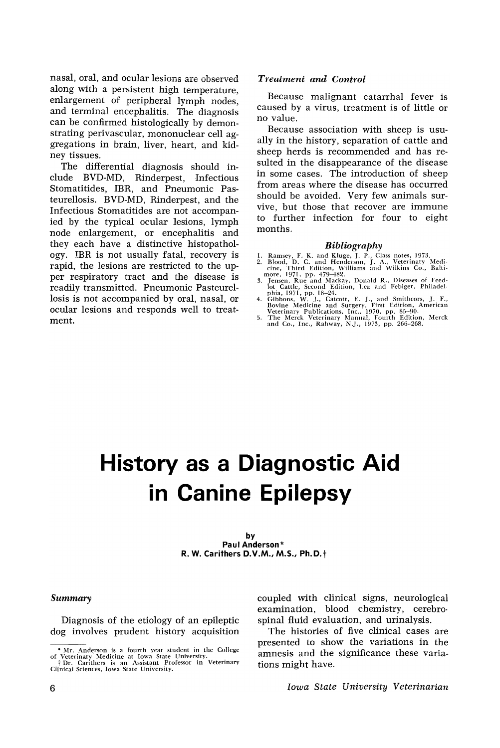nasal, oral, and ocular lesions are observed along with a persistent high temperature, enlargement of peripheral lymph nodes, and terminal encephalitis. The diagnosis can be confirmed histologically by demonstrating perivascular, mononuclear cell aggregations in brain, liver, heart, and kidney tissues.

The differential diagnosis should include BVD-MD, Rinderpest, Infectious Stomatitides, IBR, and Pneumonic Pasteurellosis. BVD-MD, Rinderpest, and the Infectious Stomatitides are not accompanied by the typical ocular lesions, lymph node enlargement, or encephalitis and they each have a distinctive histopathology. IBR is not usually fatal, recovery is rapid, the lesions are restricted to the upper respiratory tract and the disease is readily transmitted. Pneumonic Pasteurellosis is not accompanied by oral, nasal, or ocular lesions and responds well to treatment.

*Treatment and Control*

Because malignant catarrhal fever is caused by a virus, treatment is of little or no value.

Because association with sheep is usually in the history, separation of cattle and sheep herds is recommended and has resulted in the disappearance of the disease in some cases. The introduction of sheep from areas where the disease has occurred should be avoided. Very few animals survive, but those that recover are immune to further infection for four to eight months.

### *Bibliography*

1. Ramsey, F. K. and Kluge, J. P., Class notes, 1973.
2. Blood, D. C. and Henderson, J. A., Veterinary Medicine, Third Edition, Williams and Wilkins Co., Baltimore, 1971, pp. 479–482.
3. Jensen, Rue and Mackay, Donald R., Diseases of Feedlot Cattle, Second Edition, Lea and Febiger, Philadelphia, 1971, pp. 18–24.
4. Gibbons, W. J., Catcott, E. J., and Smithcors, J. F., Bovine Medicine and Surgery, First Edition, American Veterinary Publications, Inc., 1970, pp. 85–90.
5. The Merck Veterinary Manual, Fourth Edition, Merck and Co., Inc., Rahway, N.J., 1973, pp. 266–268.

# History as a Diagnostic Aid in Canine Epilepsy

by
Paul Anderson*
R. W. Carithers D.V.M., M.S., Ph.D.†

*Summary*

Diagnosis of the etiology of an epileptic dog involves prudent history acquisition coupled with clinical signs, neurological examination, blood chemistry, cerebrospinal fluid evaluation, and urinalysis.

The histories of five clinical cases are presented to show the variations in the amnesis and the significance these variations might have.

\* Mr. Anderson is a fourth year student in the College of Veterinary Medicine at Iowa State University.

† Dr. Carithers is an Assistant Professor in Veterinary Clinical Sciences, Iowa State University.